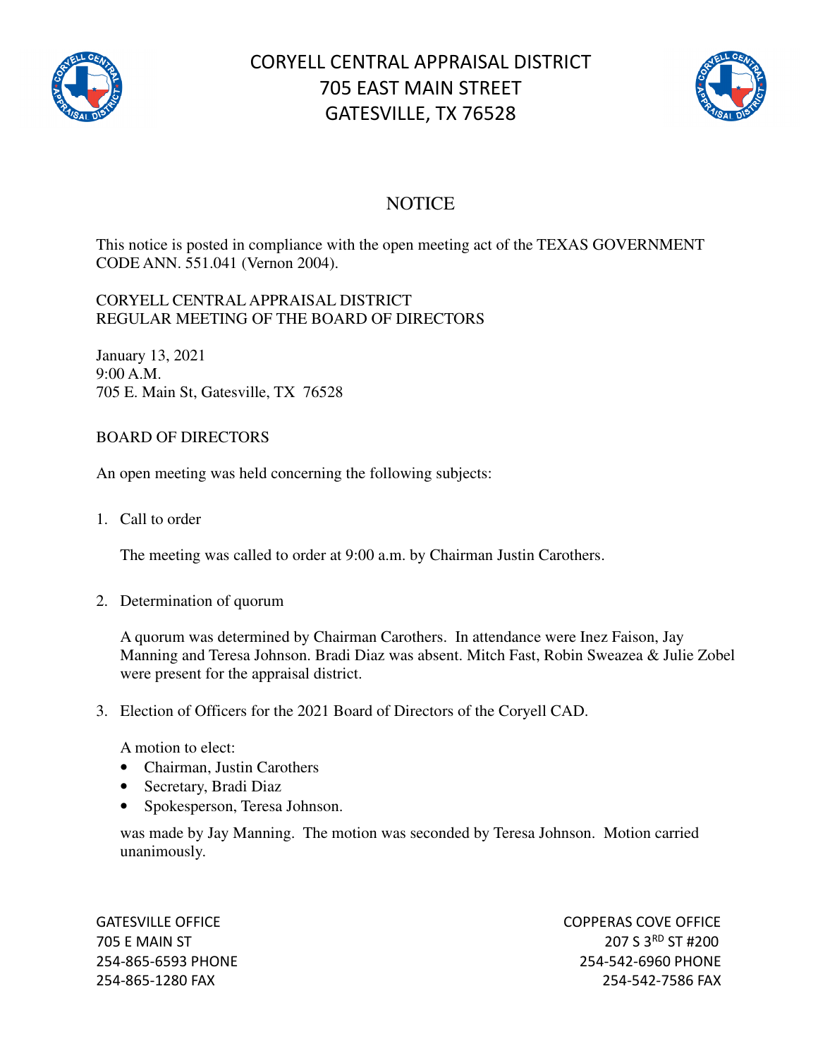# CORYELL CENTRAL APPRAISAL DISTRICT
# 705 EAST MAIN STREET
# GATESVILLE, TX 76528

## NOTICE

This notice is posted in compliance with the open meeting act of the TEXAS GOVERNMENT CODE ANN. 551.041 (Vernon 2004).

CORYELL CENTRAL APPRAISAL DISTRICT
REGULAR MEETING OF THE BOARD OF DIRECTORS

January 13, 2021
9:00 A.M.
705 E. Main St, Gatesville, TX 76528

BOARD OF DIRECTORS

An open meeting was held concerning the following subjects:

1. Call to order

   The meeting was called to order at 9:00 a.m. by Chairman Justin Carothers.

2. Determination of quorum

   A quorum was determined by Chairman Carothers. In attendance were Inez Faison, Jay Manning and Teresa Johnson. Bradi Diaz was absent. Mitch Fast, Robin Sweazea & Julie Zobel were present for the appraisal district.

3. Election of Officers for the 2021 Board of Directors of the Coryell CAD.

   A motion to elect:
   - Chairman, Justin Carothers
   - Secretary, Bradi Diaz
   - Spokesperson, Teresa Johnson.

   was made by Jay Manning. The motion was seconded by Teresa Johnson. Motion carried unanimously.

GATESVILLE OFFICE
705 E MAIN ST
254-865-6593 PHONE
254-865-1280 FAX

COPPERAS COVE OFFICE
207 S 3RD ST #200
254-542-6960 PHONE
254-542-7586 FAX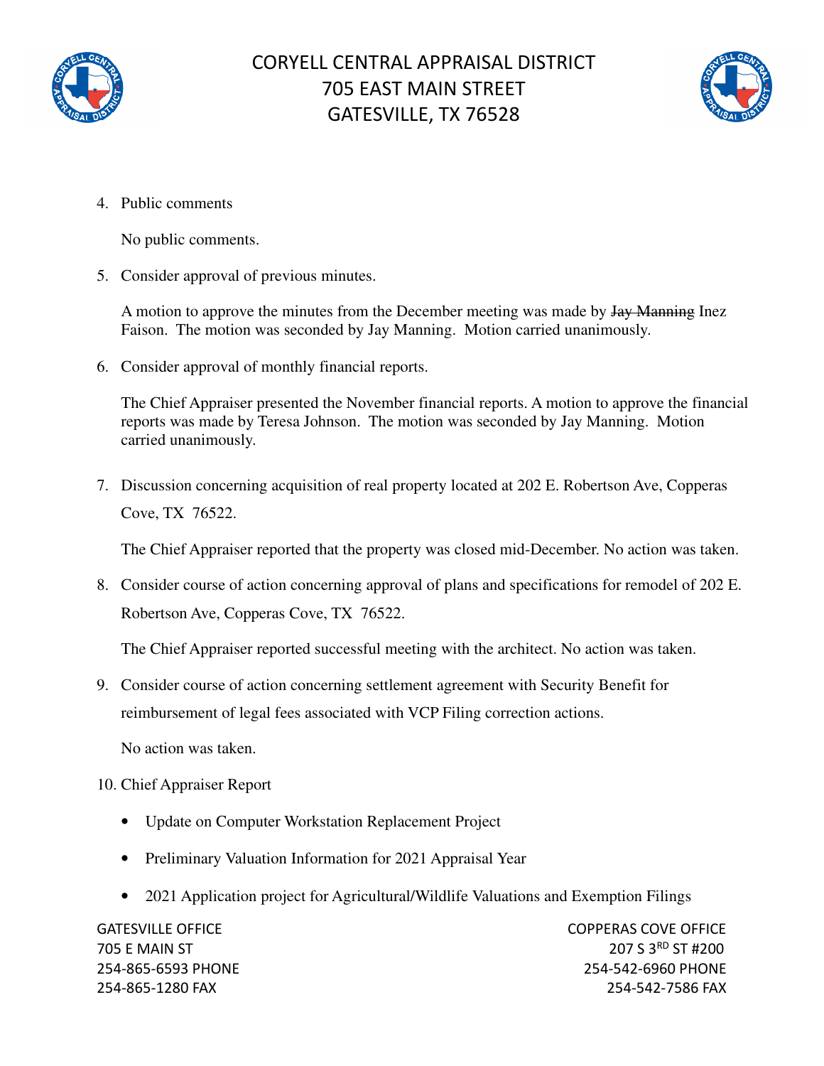4. Public comments

   No public comments.

5. Consider approval of previous minutes.

   A motion to approve the minutes from the December meeting was made by ~~Jay Manning~~ Inez Faison. The motion was seconded by Jay Manning. Motion carried unanimously.

6. Consider approval of monthly financial reports.

   The Chief Appraiser presented the November financial reports. A motion to approve the financial reports was made by Teresa Johnson. The motion was seconded by Jay Manning. Motion carried unanimously.

7. Discussion concerning acquisition of real property located at 202 E. Robertson Ave, Copperas Cove, TX 76522.

   The Chief Appraiser reported that the property was closed mid-December. No action was taken.

8. Consider course of action concerning approval of plans and specifications for remodel of 202 E. Robertson Ave, Copperas Cove, TX 76522.

   The Chief Appraiser reported successful meeting with the architect. No action was taken.

9. Consider course of action concerning settlement agreement with Security Benefit for reimbursement of legal fees associated with VCP Filing correction actions.

   No action was taken.

10. Chief Appraiser Report

    - Update on Computer Workstation Replacement Project
    - Preliminary Valuation Information for 2021 Appraisal Year
    - 2021 Application project for Agricultural/Wildlife Valuations and Exemption Filings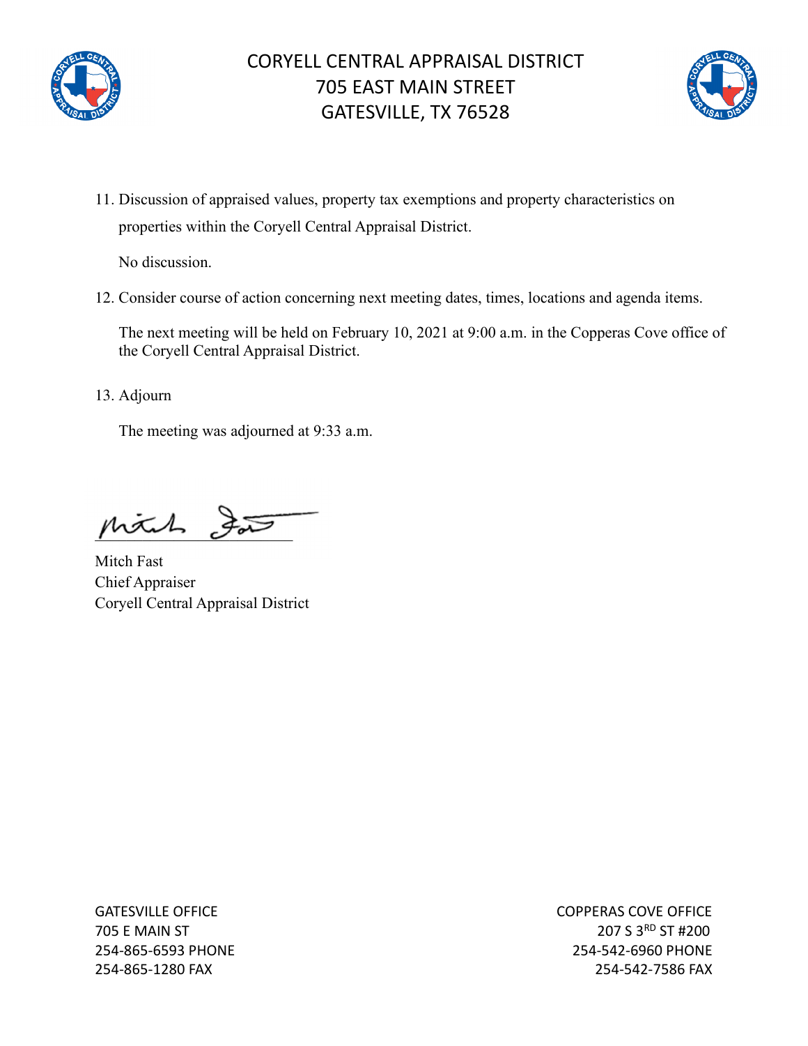11. Discussion of appraised values, property tax exemptions and property characteristics on properties within the Coryell Central Appraisal District.

    No discussion.

12. Consider course of action concerning next meeting dates, times, locations and agenda items.

    The next meeting will be held on February 10, 2021 at 9:00 a.m. in the Copperas Cove office of the Coryell Central Appraisal District.

13. Adjourn

    The meeting was adjourned at 9:33 a.m.

Mitch Fast
Chief Appraiser
Coryell Central Appraisal District